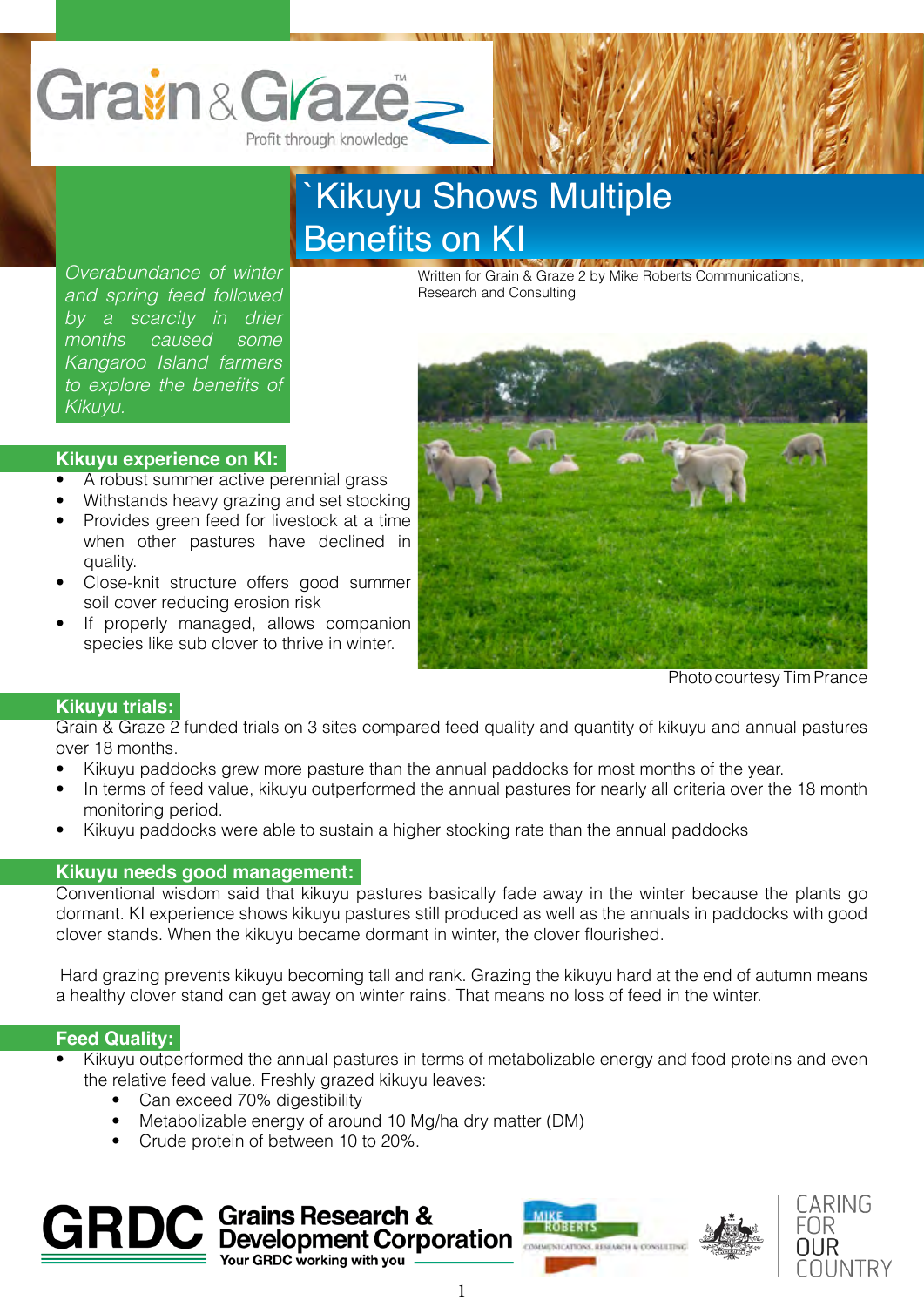Grain & Graze™ — Profit through knowledge

# `Kikuyu Shows Multiple Benefits on KI

*Overabundance of winter and spring feed followed by a scarcity in drier months caused some Kangaroo Island farmers to explore the benefits of Kikuyu.*

Written for Grain & Graze 2 by Mike Roberts Communications, Research and Consulting

## Kikuyu experience on KI:

- A robust summer active perennial grass
- Withstands heavy grazing and set stocking
- Provides green feed for livestock at a time when other pastures have declined in quality.
- Close-knit structure offers good summer soil cover reducing erosion risk
- If properly managed, allows companion species like sub clover to thrive in winter.

Photo courtesy Tim Prance

## Kikuyu trials:

Grain & Graze 2 funded trials on 3 sites compared feed quality and quantity of kikuyu and annual pastures over 18 months.

- Kikuyu paddocks grew more pasture than the annual paddocks for most months of the year.
- In terms of feed value, kikuyu outperformed the annual pastures for nearly all criteria over the 18 month monitoring period.
- Kikuyu paddocks were able to sustain a higher stocking rate than the annual paddocks

## Kikuyu needs good management:

Conventional wisdom said that kikuyu pastures basically fade away in the winter because the plants go dormant. KI experience shows kikuyu pastures still produced as well as the annuals in paddocks with good clover stands. When the kikuyu became dormant in winter, the clover flourished.

Hard grazing prevents kikuyu becoming tall and rank. Grazing the kikuyu hard at the end of autumn means a healthy clover stand can get away on winter rains. That means no loss of feed in the winter.

## Feed Quality:

- Kikuyu outperformed the annual pastures in terms of metabolizable energy and food proteins and even the relative feed value. Freshly grazed kikuyu leaves:
  - Can exceed 70% digestibility
  - Metabolizable energy of around 10 Mg/ha dry matter (DM)
  - Crude protein of between 10 to 20%.

GRDC Grains Research & Development Corporation — Your GRDC working with you

Mike Roberts Communications, Research & Consulting

Caring for our Country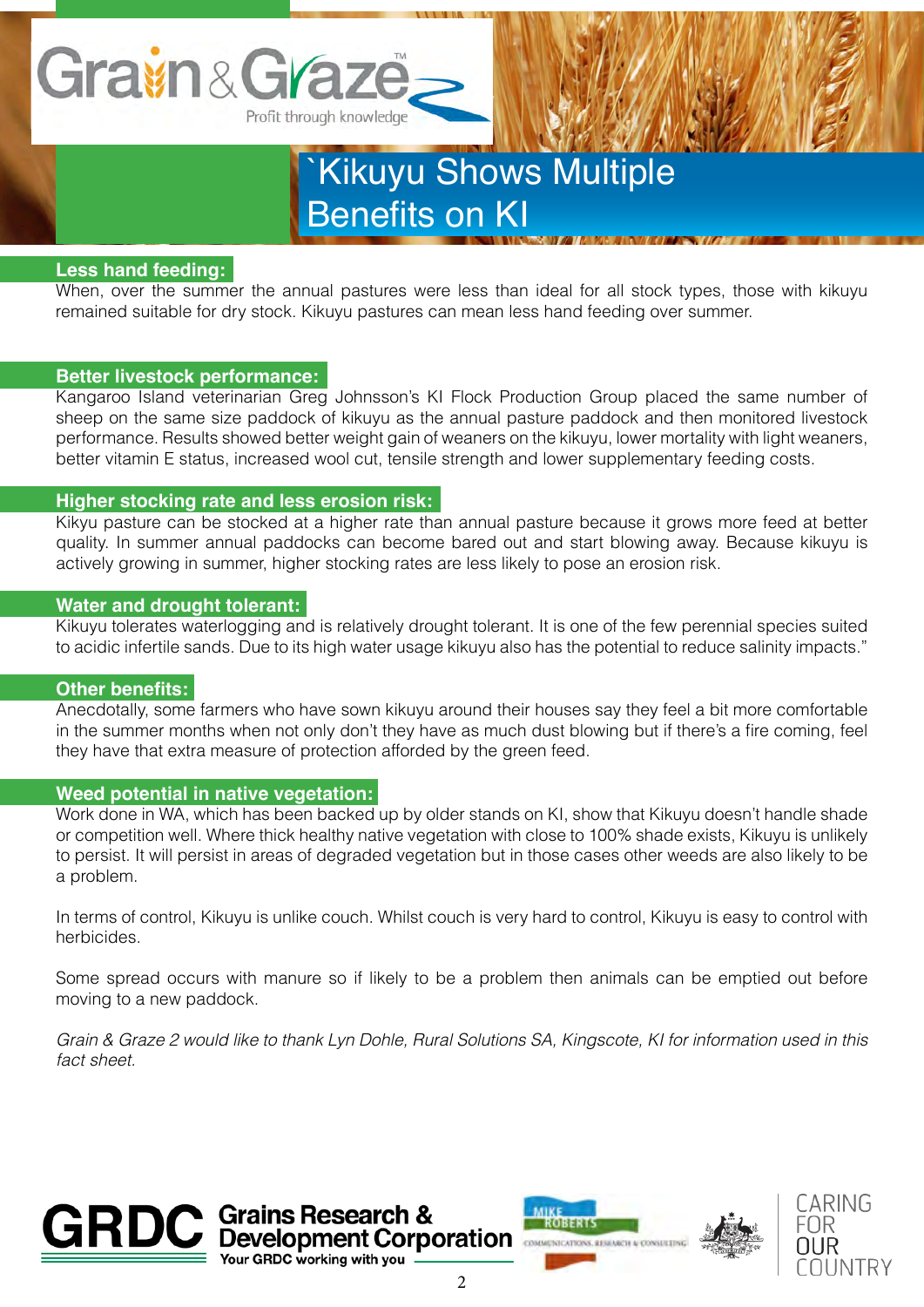# `Kikuyu Shows Multiple Benefits on KI

## Less hand feeding:

When, over the summer the annual pastures were less than ideal for all stock types, those with kikuyu remained suitable for dry stock. Kikuyu pastures can mean less hand feeding over summer.

## Better livestock performance:

Kangaroo Island veterinarian Greg Johnsson's KI Flock Production Group placed the same number of sheep on the same size paddock of kikuyu as the annual pasture paddock and then monitored livestock performance. Results showed better weight gain of weaners on the kikuyu, lower mortality with light weaners, better vitamin E status, increased wool cut, tensile strength and lower supplementary feeding costs.

## Higher stocking rate and less erosion risk:

Kikyu pasture can be stocked at a higher rate than annual pasture because it grows more feed at better quality. In summer annual paddocks can become bared out and start blowing away. Because kikuyu is actively growing in summer, higher stocking rates are less likely to pose an erosion risk.

## Water and drought tolerant:

Kikuyu tolerates waterlogging and is relatively drought tolerant. It is one of the few perennial species suited to acidic infertile sands. Due to its high water usage kikuyu also has the potential to reduce salinity impacts."

## Other benefits:

Anecdotally, some farmers who have sown kikuyu around their houses say they feel a bit more comfortable in the summer months when not only don't they have as much dust blowing but if there's a fire coming, feel they have that extra measure of protection afforded by the green feed.

## Weed potential in native vegetation:

Work done in WA, which has been backed up by older stands on KI, show that Kikuyu doesn't handle shade or competition well. Where thick healthy native vegetation with close to 100% shade exists, Kikuyu is unlikely to persist. It will persist in areas of degraded vegetation but in those cases other weeds are also likely to be a problem.

In terms of control, Kikuyu is unlike couch. Whilst couch is very hard to control, Kikuyu is easy to control with herbicides.

Some spread occurs with manure so if likely to be a problem then animals can be emptied out before moving to a new paddock.

*Grain & Graze 2 would like to thank Lyn Dohle, Rural Solutions SA, Kingscote, KI for information used in this fact sheet.*